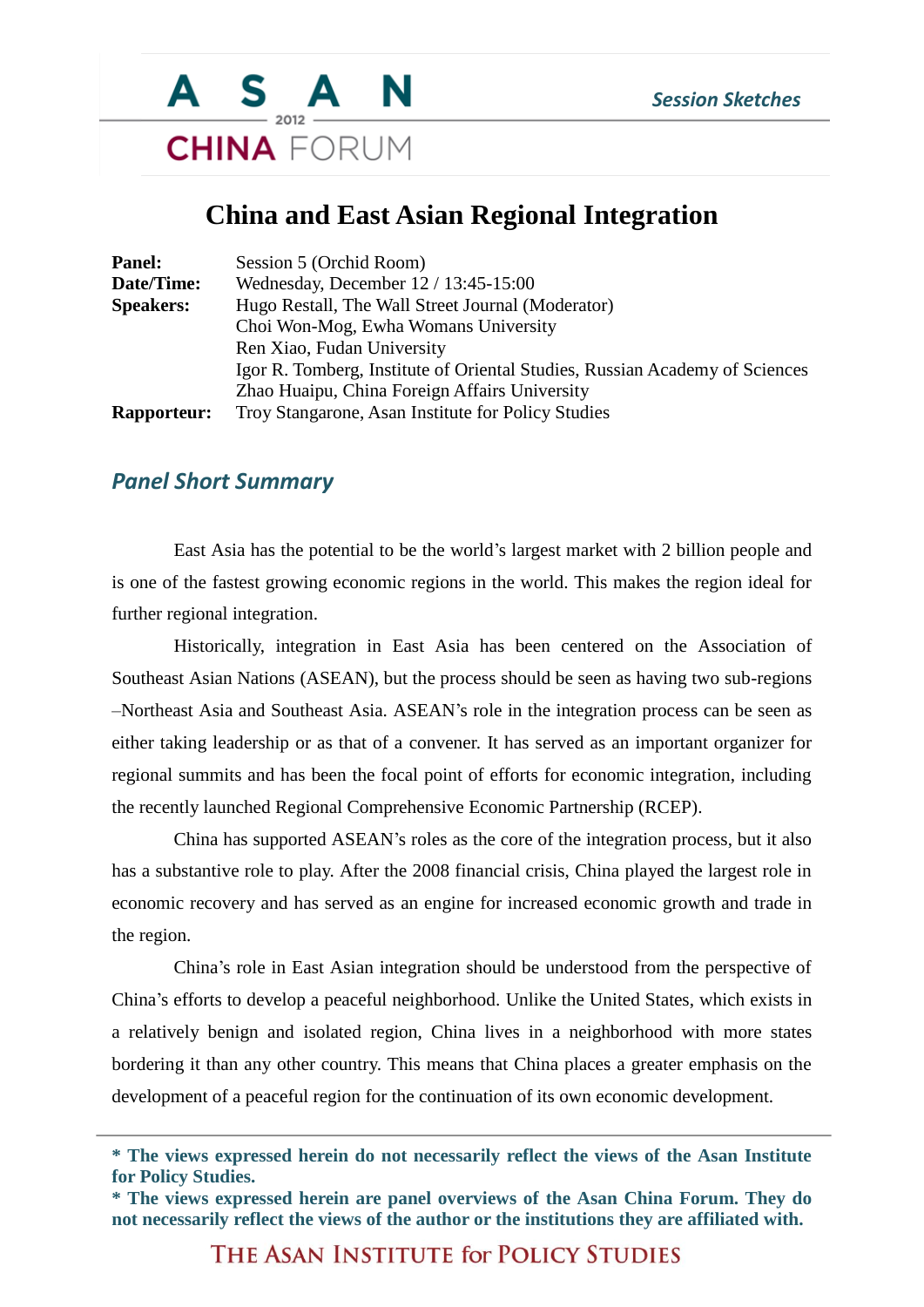# China and East Asian Regional Integration

| | |
|---|---|
| **Panel:** | Session 5 (Orchid Room) |
| **Date/Time:** | Wednesday, December 12 / 13:45-15:00 |
| **Speakers:** | Hugo Restall, The Wall Street Journal (Moderator) |
| | Choi Won-Mog, Ewha Womans University |
| | Ren Xiao, Fudan University |
| | Igor R. Tomberg, Institute of Oriental Studies, Russian Academy of Sciences |
| | Zhao Huaipu, China Foreign Affairs University |
| **Rapporteur:** | Troy Stangarone, Asan Institute for Policy Studies |

## *Panel Short Summary*

East Asia has the potential to be the world's largest market with 2 billion people and is one of the fastest growing economic regions in the world. This makes the region ideal for further regional integration.

Historically, integration in East Asia has been centered on the Association of Southeast Asian Nations (ASEAN), but the process should be seen as having two sub-regions –Northeast Asia and Southeast Asia. ASEAN's role in the integration process can be seen as either taking leadership or as that of a convener. It has served as an important organizer for regional summits and has been the focal point of efforts for economic integration, including the recently launched Regional Comprehensive Economic Partnership (RCEP).

China has supported ASEAN's roles as the core of the integration process, but it also has a substantive role to play. After the 2008 financial crisis, China played the largest role in economic recovery and has served as an engine for increased economic growth and trade in the region.

China's role in East Asian integration should be understood from the perspective of China's efforts to develop a peaceful neighborhood. Unlike the United States, which exists in a relatively benign and isolated region, China lives in a neighborhood with more states bordering it than any other country. This means that China places a greater emphasis on the development of a peaceful region for the continuation of its own economic development.

**\* The views expressed herein do not necessarily reflect the views of the Asan Institute for Policy Studies.**
**\* The views expressed herein are panel overviews of the Asan China Forum. They do not necessarily reflect the views of the author or the institutions they are affiliated with.**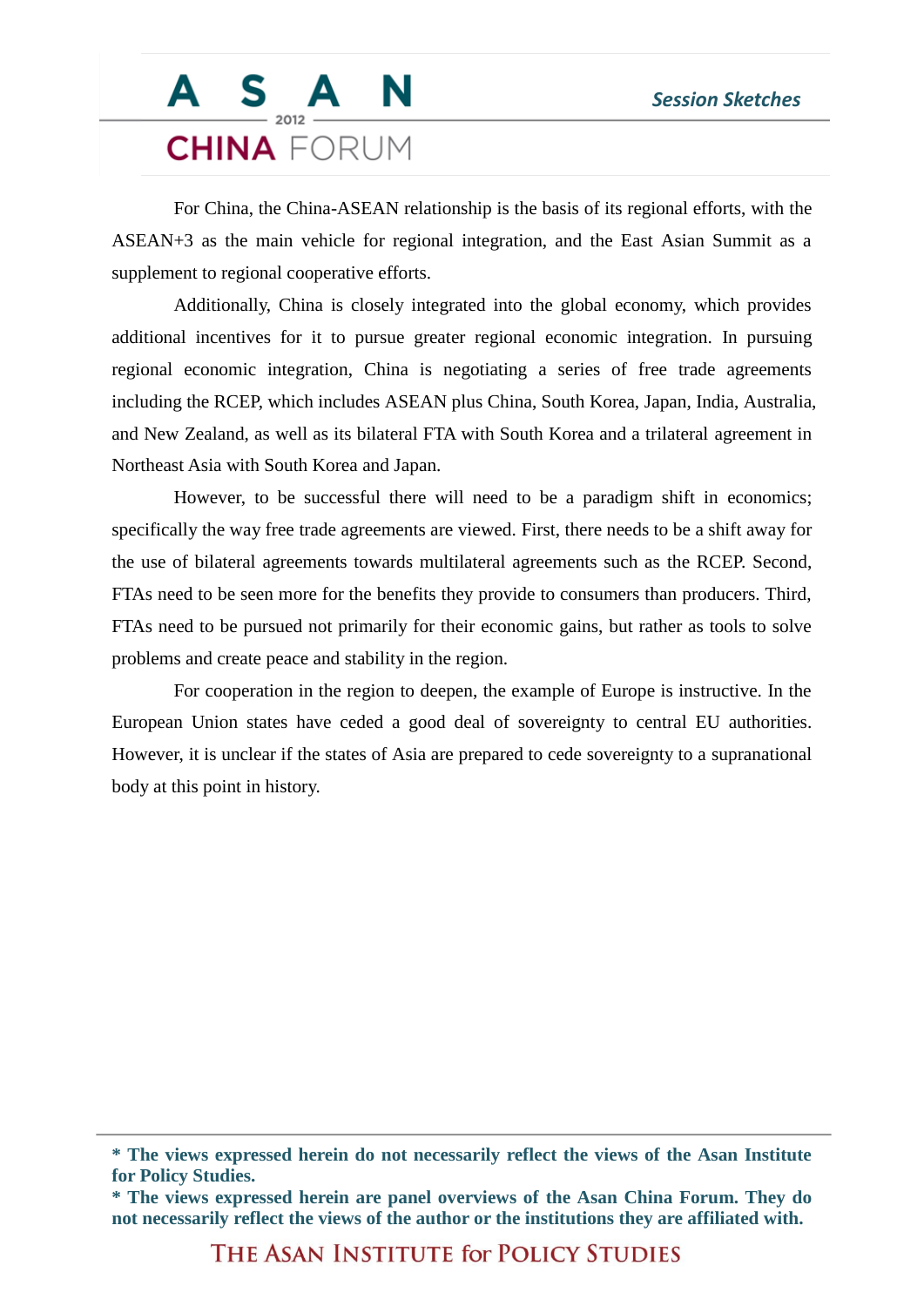For China, the China-ASEAN relationship is the basis of its regional efforts, with the ASEAN+3 as the main vehicle for regional integration, and the East Asian Summit as a supplement to regional cooperative efforts.

Additionally, China is closely integrated into the global economy, which provides additional incentives for it to pursue greater regional economic integration. In pursuing regional economic integration, China is negotiating a series of free trade agreements including the RCEP, which includes ASEAN plus China, South Korea, Japan, India, Australia, and New Zealand, as well as its bilateral FTA with South Korea and a trilateral agreement in Northeast Asia with South Korea and Japan.

However, to be successful there will need to be a paradigm shift in economics; specifically the way free trade agreements are viewed. First, there needs to be a shift away for the use of bilateral agreements towards multilateral agreements such as the RCEP. Second, FTAs need to be seen more for the benefits they provide to consumers than producers. Third, FTAs need to be pursued not primarily for their economic gains, but rather as tools to solve problems and create peace and stability in the region.

For cooperation in the region to deepen, the example of Europe is instructive. In the European Union states have ceded a good deal of sovereignty to central EU authorities. However, it is unclear if the states of Asia are prepared to cede sovereignty to a supranational body at this point in history.

**\* The views expressed herein do not necessarily reflect the views of the Asan Institute for Policy Studies.**

**\* The views expressed herein are panel overviews of the Asan China Forum. They do not necessarily reflect the views of the author or the institutions they are affiliated with.**